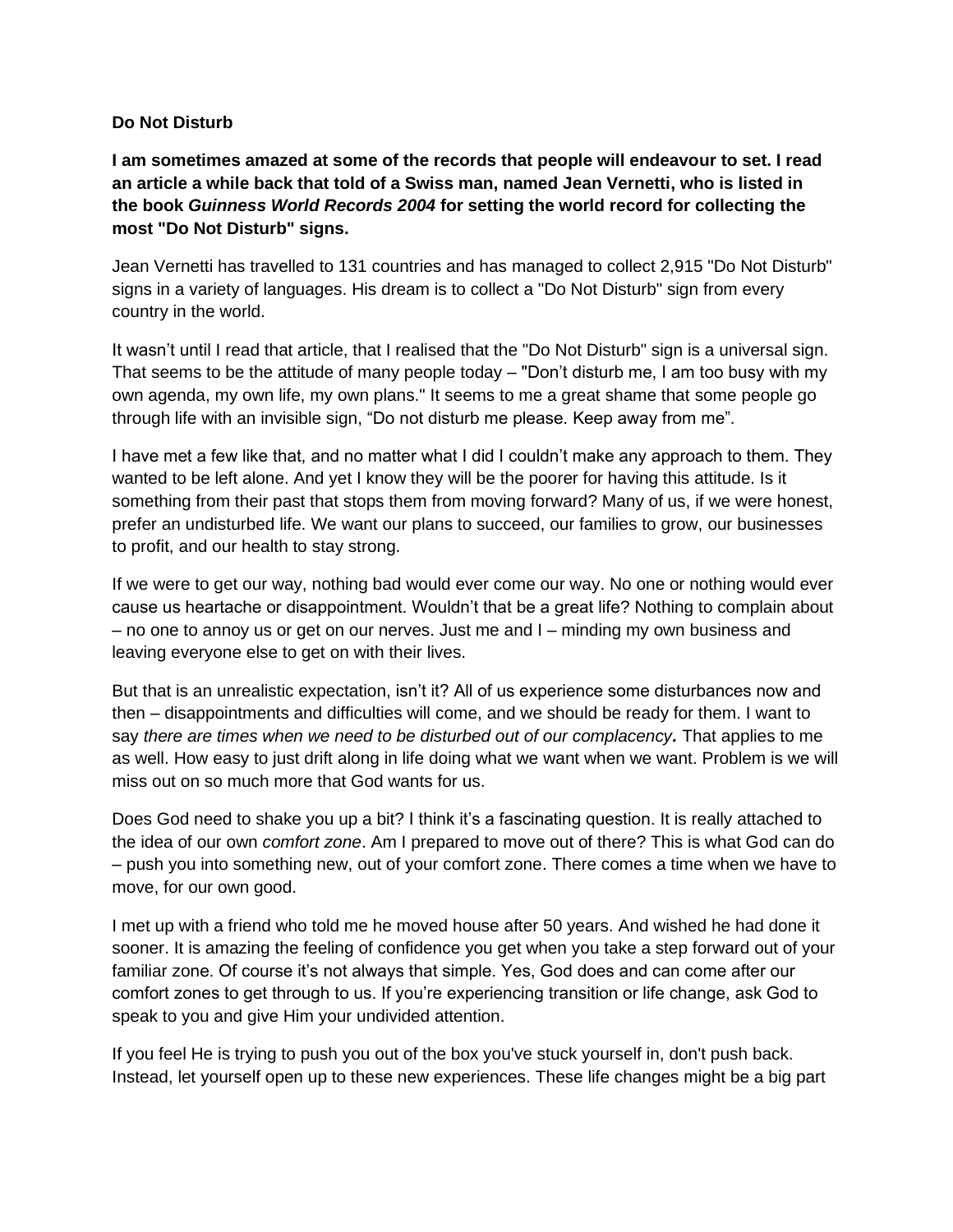**Do Not Disturb**

**I am sometimes amazed at some of the records that people will endeavour to set. I read an article a while back that told of a Swiss man, named Jean Vernetti, who is listed in the book *Guinness World Records 2004* for setting the world record for collecting the most "Do Not Disturb" signs.**

Jean Vernetti has travelled to 131 countries and has managed to collect 2,915 "Do Not Disturb" signs in a variety of languages. His dream is to collect a "Do Not Disturb" sign from every country in the world.

It wasn't until I read that article, that I realised that the "Do Not Disturb" sign is a universal sign. That seems to be the attitude of many people today – "Don't disturb me, I am too busy with my own agenda, my own life, my own plans." It seems to me a great shame that some people go through life with an invisible sign, "Do not disturb me please. Keep away from me".

I have met a few like that, and no matter what I did I couldn't make any approach to them. They wanted to be left alone. And yet I know they will be the poorer for having this attitude. Is it something from their past that stops them from moving forward? Many of us, if we were honest, prefer an undisturbed life. We want our plans to succeed, our families to grow, our businesses to profit, and our health to stay strong.

If we were to get our way, nothing bad would ever come our way. No one or nothing would ever cause us heartache or disappointment. Wouldn't that be a great life? Nothing to complain about – no one to annoy us or get on our nerves. Just me and I – minding my own business and leaving everyone else to get on with their lives.

But that is an unrealistic expectation, isn't it? All of us experience some disturbances now and then – disappointments and difficulties will come, and we should be ready for them. I want to say *there are times when we need to be disturbed out of our complacency**.*** That applies to me as well. How easy to just drift along in life doing what we want when we want. Problem is we will miss out on so much more that God wants for us.

Does God need to shake you up a bit? I think it's a fascinating question. It is really attached to the idea of our own *comfort zone*. Am I prepared to move out of there? This is what God can do – push you into something new, out of your comfort zone. There comes a time when we have to move, for our own good.

I met up with a friend who told me he moved house after 50 years. And wished he had done it sooner. It is amazing the feeling of confidence you get when you take a step forward out of your familiar zone. Of course it's not always that simple. Yes, God does and can come after our comfort zones to get through to us. If you're experiencing transition or life change, ask God to speak to you and give Him your undivided attention.

If you feel He is trying to push you out of the box you've stuck yourself in, don't push back. Instead, let yourself open up to these new experiences. These life changes might be a big part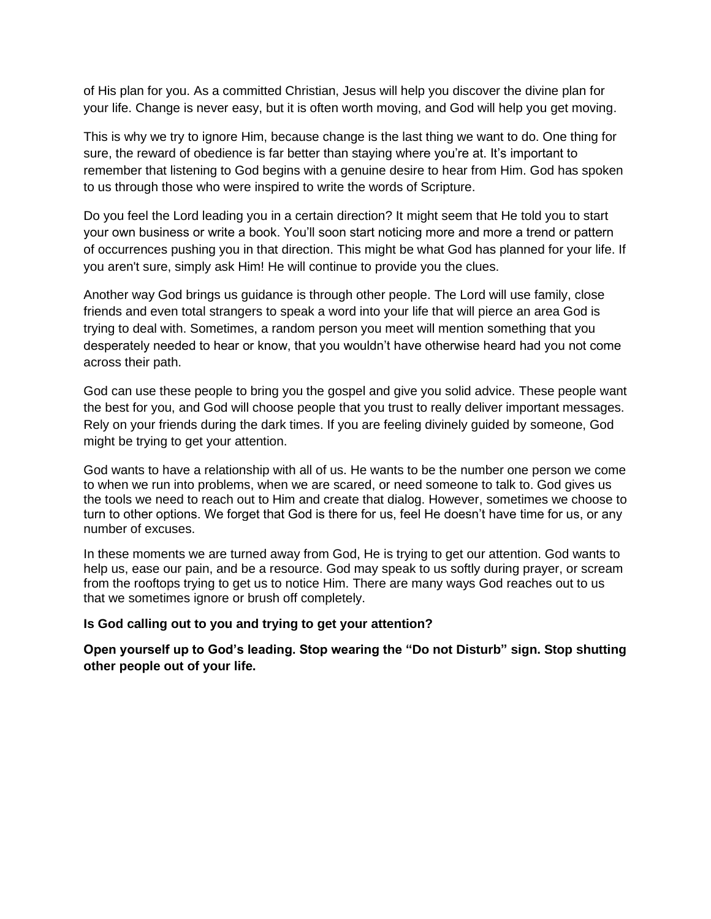of His plan for you. As a committed Christian, Jesus will help you discover the divine plan for your life. Change is never easy, but it is often worth moving, and God will help you get moving.

This is why we try to ignore Him, because change is the last thing we want to do. One thing for sure, the reward of obedience is far better than staying where you're at. It's important to remember that listening to God begins with a genuine desire to hear from Him. God has spoken to us through those who were inspired to write the words of Scripture.

Do you feel the Lord leading you in a certain direction? It might seem that He told you to start your own business or write a book. You'll soon start noticing more and more a trend or pattern of occurrences pushing you in that direction. This might be what God has planned for your life. If you aren't sure, simply ask Him! He will continue to provide you the clues.

Another way God brings us guidance is through other people. The Lord will use family, close friends and even total strangers to speak a word into your life that will pierce an area God is trying to deal with. Sometimes, a random person you meet will mention something that you desperately needed to hear or know, that you wouldn't have otherwise heard had you not come across their path.

God can use these people to bring you the gospel and give you solid advice. These people want the best for you, and God will choose people that you trust to really deliver important messages. Rely on your friends during the dark times. If you are feeling divinely guided by someone, God might be trying to get your attention.

God wants to have a relationship with all of us. He wants to be the number one person we come to when we run into problems, when we are scared, or need someone to talk to. God gives us the tools we need to reach out to Him and create that dialog. However, sometimes we choose to turn to other options. We forget that God is there for us, feel He doesn't have time for us, or any number of excuses.

In these moments we are turned away from God, He is trying to get our attention. God wants to help us, ease our pain, and be a resource. God may speak to us softly during prayer, or scream from the rooftops trying to get us to notice Him. There are many ways God reaches out to us that we sometimes ignore or brush off completely.

**Is God calling out to you and trying to get your attention?**

**Open yourself up to God's leading. Stop wearing the "Do not Disturb" sign. Stop shutting other people out of your life.**